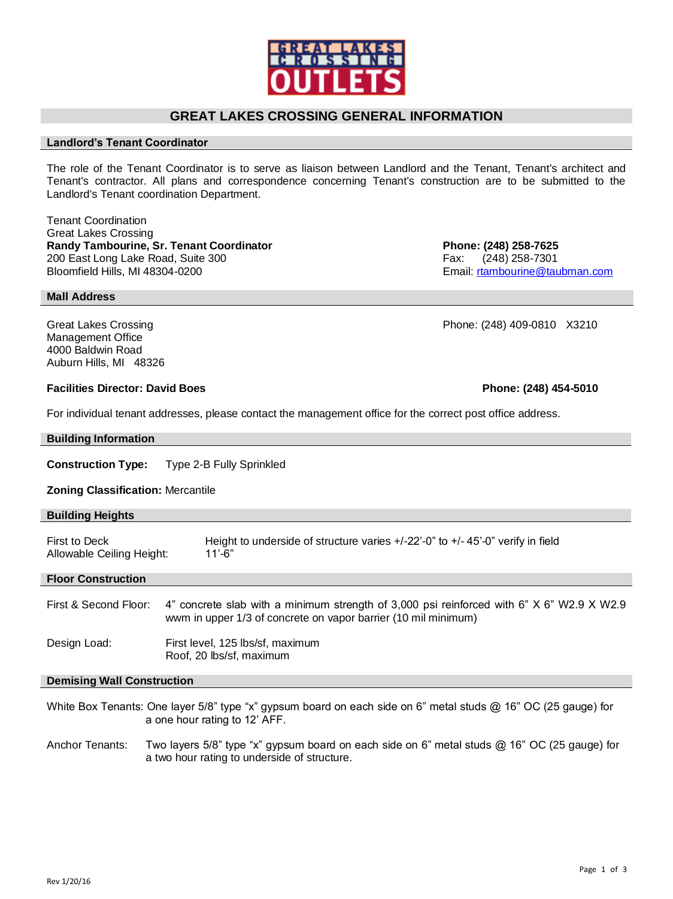# GREAT LAKES CROSSING GENERAL INFORMATION

## Landlord's Tenant Coordinator

The role of the Tenant Coordinator is to serve as liaison between Landlord and the Tenant, Tenant's architect and Tenant's contractor. All plans and correspondence concerning Tenant's construction are to be submitted to the Landlord's Tenant coordination Department.

Tenant Coordination
Great Lakes Crossing
**Randy Tambourine, Sr. Tenant Coordinator**
200 East Long Lake Road, Suite 300
Bloomfield Hills, MI 48304-0200

**Phone: (248) 258-7625**
Fax: (248) 258-7301
Email: rtambourine@taubman.com

## Mall Address

Great Lakes Crossing
Management Office
4000 Baldwin Road
Auburn Hills, MI 48326

Phone: (248) 409-0810 X3210

**Facilities Director: David Boes** **Phone: (248) 454-5010**

For individual tenant addresses, please contact the management office for the correct post office address.

## Building Information

**Construction Type:** Type 2-B Fully Sprinkled

**Zoning Classification:** Mercantile

## Building Heights

First to Deck: Height to underside of structure varies +/-22'-0" to +/- 45'-0" verify in field
Allowable Ceiling Height: 11'-6"

## Floor Construction

First & Second Floor: 4" concrete slab with a minimum strength of 3,000 psi reinforced with 6" X 6" W2.9 X W2.9 wwm in upper 1/3 of concrete on vapor barrier (10 mil minimum)

Design Load: First level, 125 lbs/sf, maximum
Roof, 20 lbs/sf, maximum

## Demising Wall Construction

White Box Tenants: One layer 5/8" type "x" gypsum board on each side on 6" metal studs @ 16" OC (25 gauge) for a one hour rating to 12' AFF.

Anchor Tenants: Two layers 5/8" type "x" gypsum board on each side on 6" metal studs @ 16" OC (25 gauge) for a two hour rating to underside of structure.

Rev 1/20/16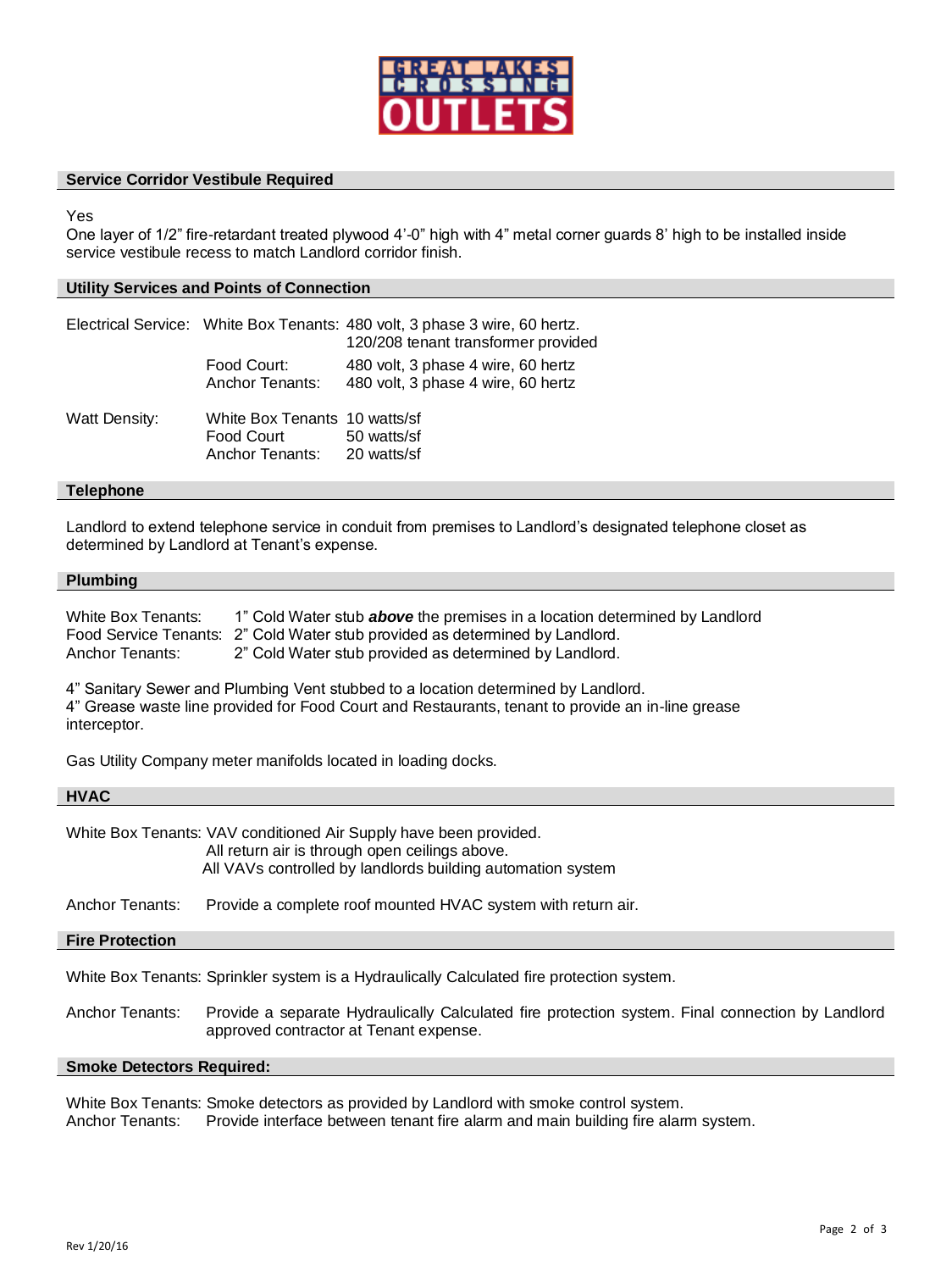GREAT LAKES CROSSING OUTLETS

## Service Corridor Vestibule Required

Yes
One layer of 1/2" fire-retardant treated plywood 4'-0" high with 4" metal corner guards 8' high to be installed inside service vestibule recess to match Landlord corridor finish.

## Utility Services and Points of Connection

| | | |
|---|---|---|
| Electrical Service: | White Box Tenants: | 480 volt, 3 phase 3 wire, 60 hertz.<br>120/208 tenant transformer provided |
| | Food Court: | 480 volt, 3 phase 4 wire, 60 hertz |
| | Anchor Tenants: | 480 volt, 3 phase 4 wire, 60 hertz |
| Watt Density: | White Box Tenants | 10 watts/sf |
| | Food Court | 50 watts/sf |
| | Anchor Tenants: | 20 watts/sf |

## Telephone

Landlord to extend telephone service in conduit from premises to Landlord's designated telephone closet as determined by Landlord at Tenant's expense.

## Plumbing

| | |
|---|---|
| White Box Tenants: | 1" Cold Water stub ***above*** the premises in a location determined by Landlord |
| Food Service Tenants: | 2" Cold Water stub provided as determined by Landlord. |
| Anchor Tenants: | 2" Cold Water stub provided as determined by Landlord. |

4" Sanitary Sewer and Plumbing Vent stubbed to a location determined by Landlord.
4" Grease waste line provided for Food Court and Restaurants, tenant to provide an in-line grease interceptor.

Gas Utility Company meter manifolds located in loading docks.

## HVAC

White Box Tenants: VAV conditioned Air Supply have been provided.
All return air is through open ceilings above.
All VAVs controlled by landlords building automation system

Anchor Tenants: Provide a complete roof mounted HVAC system with return air.

## Fire Protection

White Box Tenants: Sprinkler system is a Hydraulically Calculated fire protection system.

Anchor Tenants: Provide a separate Hydraulically Calculated fire protection system. Final connection by Landlord approved contractor at Tenant expense.

## Smoke Detectors Required:

White Box Tenants: Smoke detectors as provided by Landlord with smoke control system.
Anchor Tenants: Provide interface between tenant fire alarm and main building fire alarm system.

Rev 1/20/16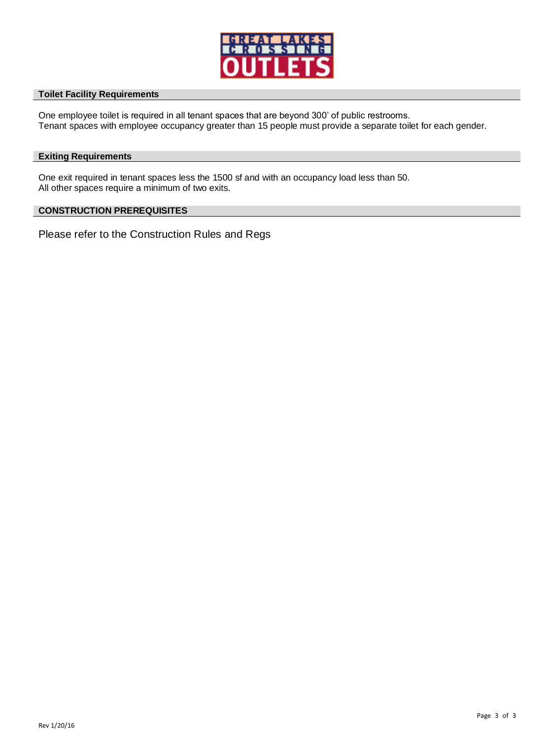## Toilet Facility Requirements

One employee toilet is required in all tenant spaces that are beyond 300' of public restrooms.
Tenant spaces with employee occupancy greater than 15 people must provide a separate toilet for each gender.

## Exiting Requirements

One exit required in tenant spaces less the 1500 sf and with an occupancy load less than 50.
All other spaces require a minimum of two exits.

## CONSTRUCTION PREREQUISITES

Please refer to the Construction Rules and Regs

Rev 1/20/16